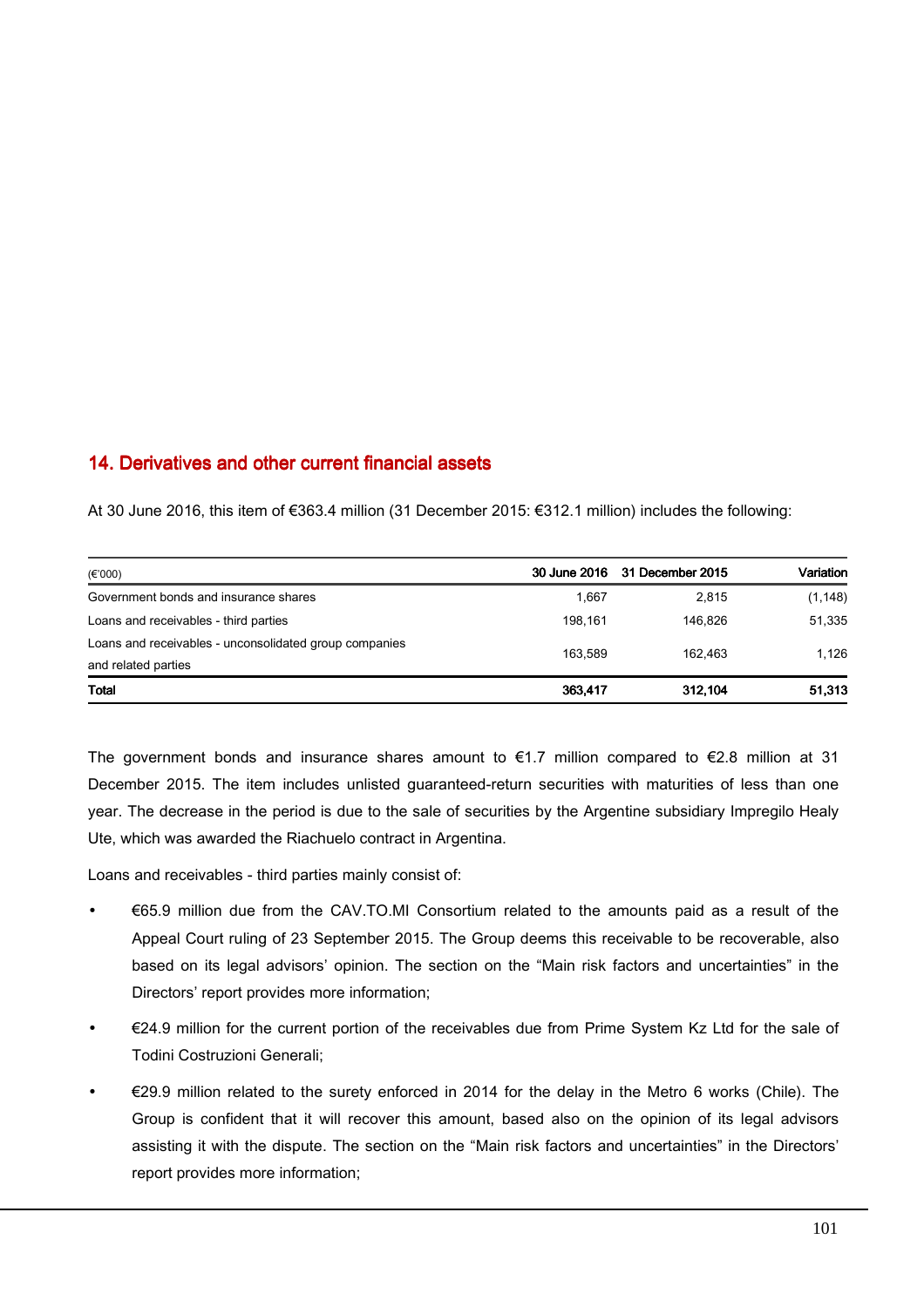## 14. Derivatives and other current financial assets

At 30 June 2016, this item of €363.4 million (31 December 2015: €312.1 million) includes the following:

| (€'000) | 30 June 2016 | 31 December 2015 | Variation |
|---|---|---|---|
| Government bonds and insurance shares | 1,667 | 2,815 | (1,148) |
| Loans and receivables - third parties | 198,161 | 146,826 | 51,335 |
| Loans and receivables - unconsolidated group companies and related parties | 163,589 | 162,463 | 1,126 |
| **Total** | **363,417** | **312,104** | **51,313** |

The government bonds and insurance shares amount to €1.7 million compared to €2.8 million at 31 December 2015. The item includes unlisted guaranteed-return securities with maturities of less than one year. The decrease in the period is due to the sale of securities by the Argentine subsidiary Impregilo Healy Ute, which was awarded the Riachuelo contract in Argentina.

Loans and receivables - third parties mainly consist of:

- €65.9 million due from the CAV.TO.MI Consortium related to the amounts paid as a result of the Appeal Court ruling of 23 September 2015. The Group deems this receivable to be recoverable, also based on its legal advisors' opinion. The section on the "Main risk factors and uncertainties" in the Directors' report provides more information;
- €24.9 million for the current portion of the receivables due from Prime System Kz Ltd for the sale of Todini Costruzioni Generali;
- €29.9 million related to the surety enforced in 2014 for the delay in the Metro 6 works (Chile). The Group is confident that it will recover this amount, based also on the opinion of its legal advisors assisting it with the dispute. The section on the "Main risk factors and uncertainties" in the Directors' report provides more information;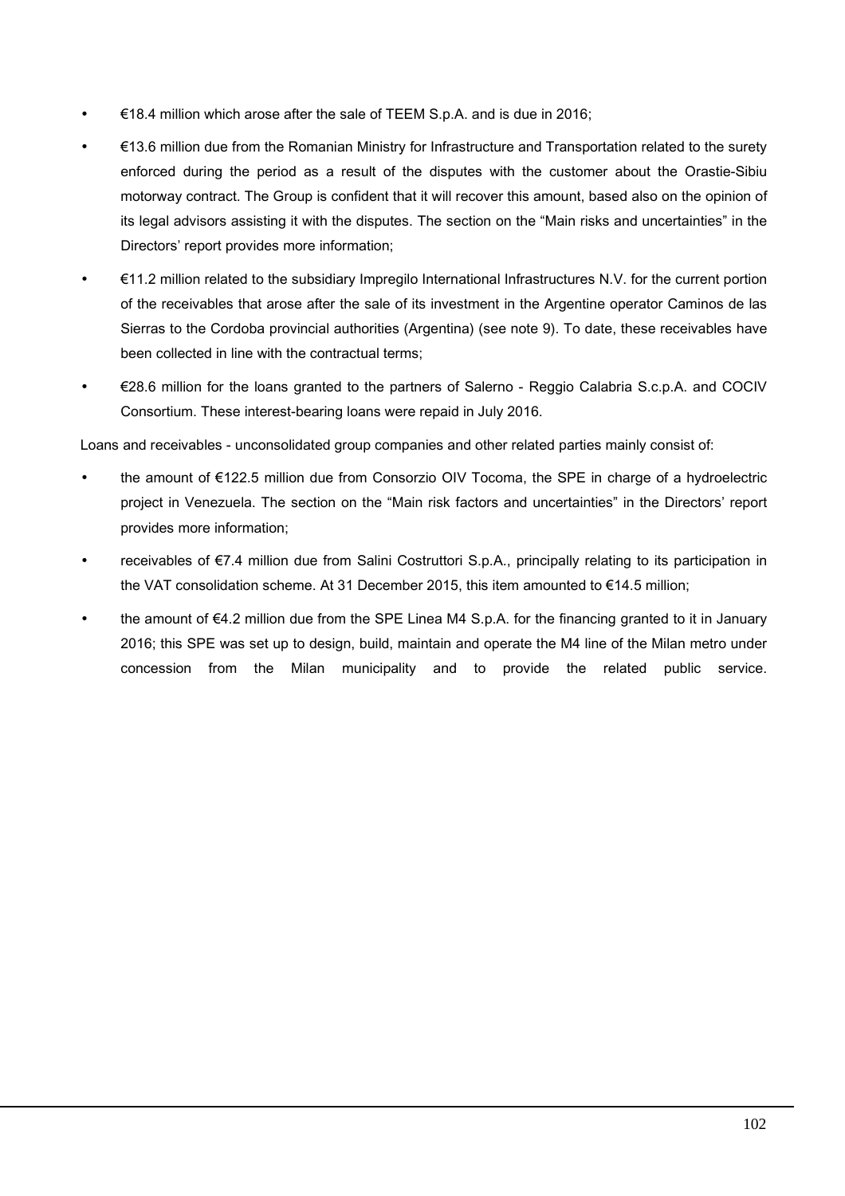- €18.4 million which arose after the sale of TEEM S.p.A. and is due in 2016;
- €13.6 million due from the Romanian Ministry for Infrastructure and Transportation related to the surety enforced during the period as a result of the disputes with the customer about the Orastie-Sibiu motorway contract. The Group is confident that it will recover this amount, based also on the opinion of its legal advisors assisting it with the disputes. The section on the "Main risks and uncertainties" in the Directors' report provides more information;
- €11.2 million related to the subsidiary Impregilo International Infrastructures N.V. for the current portion of the receivables that arose after the sale of its investment in the Argentine operator Caminos de las Sierras to the Cordoba provincial authorities (Argentina) (see note 9). To date, these receivables have been collected in line with the contractual terms;
- €28.6 million for the loans granted to the partners of Salerno - Reggio Calabria S.c.p.A. and COCIV Consortium. These interest-bearing loans were repaid in July 2016.

Loans and receivables - unconsolidated group companies and other related parties mainly consist of:

- the amount of €122.5 million due from Consorzio OIV Tocoma, the SPE in charge of a hydroelectric project in Venezuela. The section on the "Main risk factors and uncertainties" in the Directors' report provides more information;
- receivables of €7.4 million due from Salini Costruttori S.p.A., principally relating to its participation in the VAT consolidation scheme. At 31 December 2015, this item amounted to €14.5 million;
- the amount of €4.2 million due from the SPE Linea M4 S.p.A. for the financing granted to it in January 2016; this SPE was set up to design, build, maintain and operate the M4 line of the Milan metro under concession from the Milan municipality and to provide the related public service.